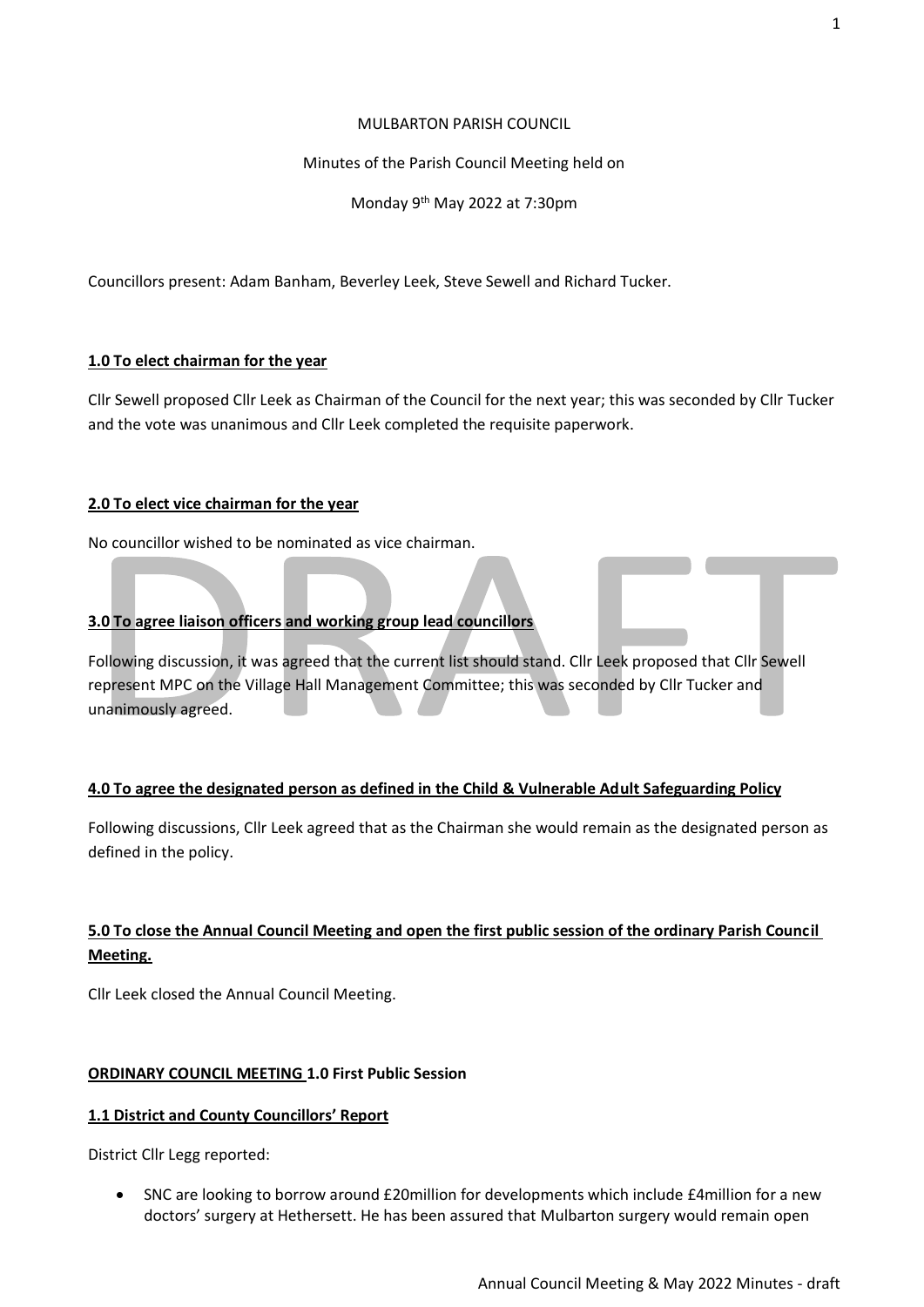MULBARTON PARISH COUNCIL

Minutes of the Parish Council Meeting held on

Monday 9th May 2022 at 7:30pm

Councillors present: Adam Banham, Beverley Leek, Steve Sewell and Richard Tucker.

**1.0 To elect chairman for the year**

Cllr Sewell proposed Cllr Leek as Chairman of the Council for the next year; this was seconded by Cllr Tucker and the vote was unanimous and Cllr Leek completed the requisite paperwork.

**2.0 To elect vice chairman for the year**

No councillor wished to be nominated as vice chairman.

**3.0 To agree liaison officers and working group lead councillors**

Following discussion, it was agreed that the current list should stand. Cllr Leek proposed that Cllr Sewell represent MPC on the Village Hall Management Committee; this was seconded by Cllr Tucker and unanimously agreed.

**4.0 To agree the designated person as defined in the Child & Vulnerable Adult Safeguarding Policy**

Following discussions, Cllr Leek agreed that as the Chairman she would remain as the designated person as defined in the policy.

**5.0 To close the Annual Council Meeting and open the first public session of the ordinary Parish Council Meeting.**

Cllr Leek closed the Annual Council Meeting.

**ORDINARY COUNCIL MEETING 1.0 First Public Session**

**1.1 District and County Councillors' Report**

District Cllr Legg reported:

- SNC are looking to borrow around £20million for developments which include £4million for a new doctors' surgery at Hethersett. He has been assured that Mulbarton surgery would remain open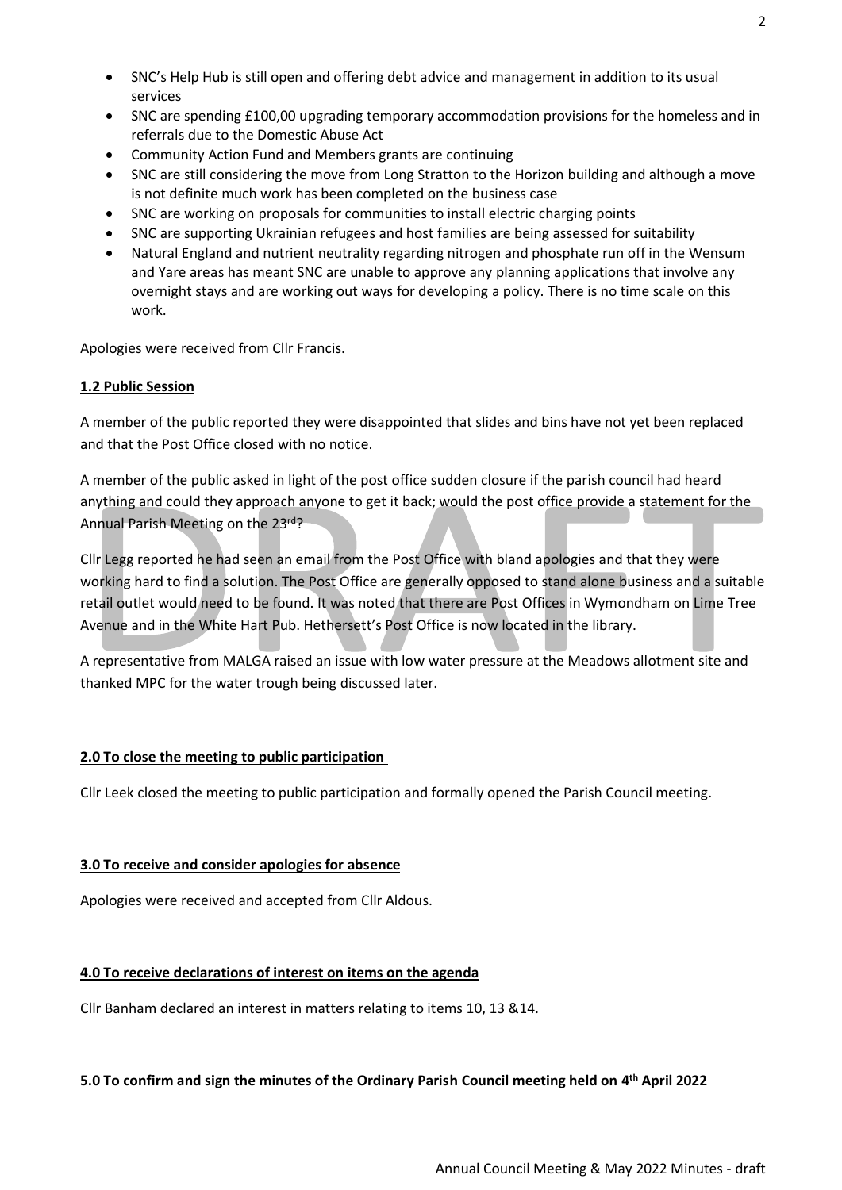- SNC's Help Hub is still open and offering debt advice and management in addition to its usual services
- SNC are spending £100,00 upgrading temporary accommodation provisions for the homeless and in referrals due to the Domestic Abuse Act
- Community Action Fund and Members grants are continuing
- SNC are still considering the move from Long Stratton to the Horizon building and although a move is not definite much work has been completed on the business case
- SNC are working on proposals for communities to install electric charging points
- SNC are supporting Ukrainian refugees and host families are being assessed for suitability
- Natural England and nutrient neutrality regarding nitrogen and phosphate run off in the Wensum and Yare areas has meant SNC are unable to approve any planning applications that involve any overnight stays and are working out ways for developing a policy. There is no time scale on this work.

Apologies were received from Cllr Francis.

**1.2 Public Session**

A member of the public reported they were disappointed that slides and bins have not yet been replaced and that the Post Office closed with no notice.

A member of the public asked in light of the post office sudden closure if the parish council had heard anything and could they approach anyone to get it back; would the post office provide a statement for the Annual Parish Meeting on the 23rd?

Cllr Legg reported he had seen an email from the Post Office with bland apologies and that they were working hard to find a solution. The Post Office are generally opposed to stand alone business and a suitable retail outlet would need to be found. It was noted that there are Post Offices in Wymondham on Lime Tree Avenue and in the White Hart Pub. Hethersett's Post Office is now located in the library.

A representative from MALGA raised an issue with low water pressure at the Meadows allotment site and thanked MPC for the water trough being discussed later.

**2.0 To close the meeting to public participation**

Cllr Leek closed the meeting to public participation and formally opened the Parish Council meeting.

**3.0 To receive and consider apologies for absence**

Apologies were received and accepted from Cllr Aldous.

**4.0 To receive declarations of interest on items on the agenda**

Cllr Banham declared an interest in matters relating to items 10, 13 &14.

**5.0 To confirm and sign the minutes of the Ordinary Parish Council meeting held on 4th April 2022**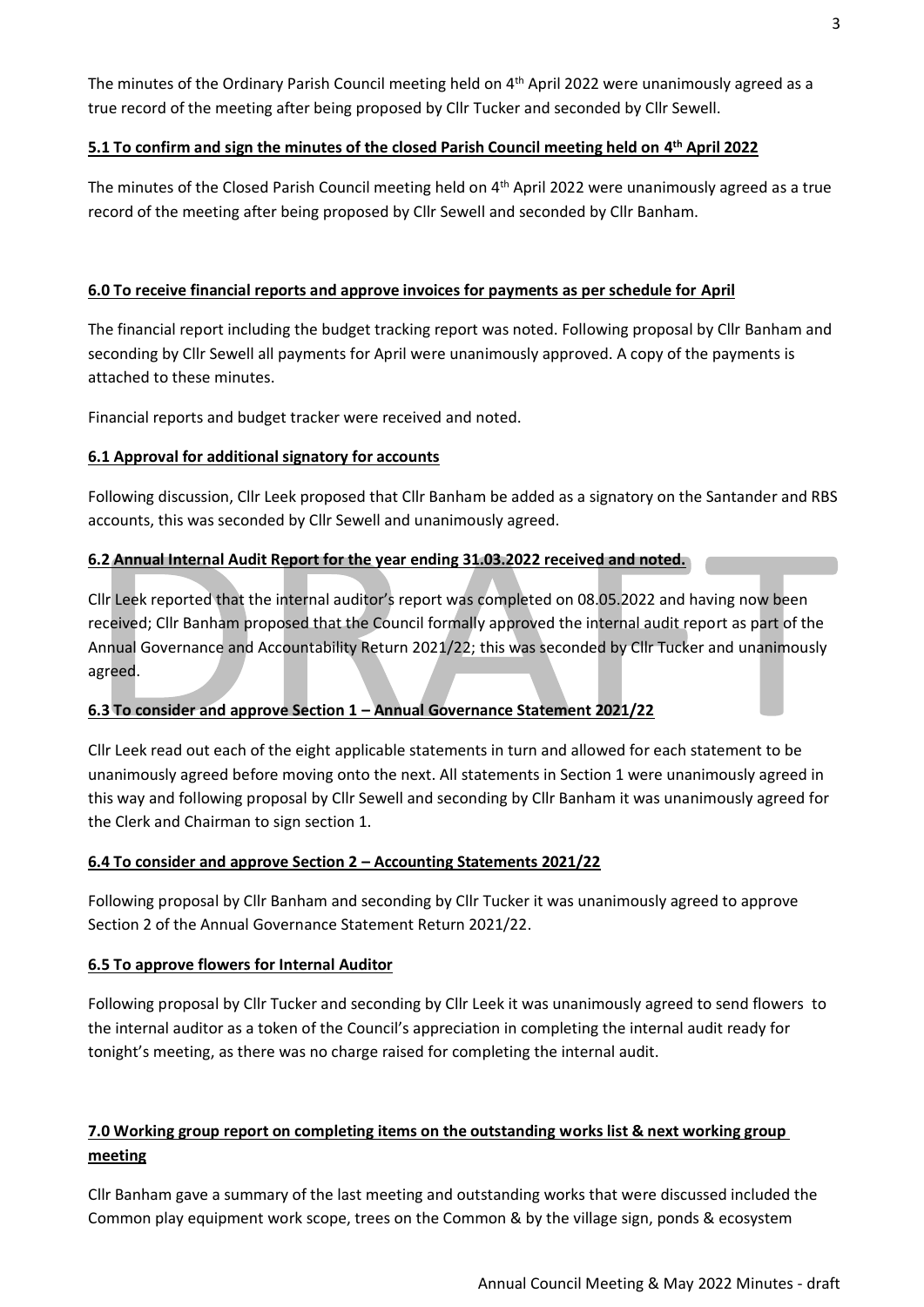The minutes of the Ordinary Parish Council meeting held on 4th April 2022 were unanimously agreed as a true record of the meeting after being proposed by Cllr Tucker and seconded by Cllr Sewell.

**5.1 To confirm and sign the minutes of the closed Parish Council meeting held on 4th April 2022**

The minutes of the Closed Parish Council meeting held on 4th April 2022 were unanimously agreed as a true record of the meeting after being proposed by Cllr Sewell and seconded by Cllr Banham.

**6.0 To receive financial reports and approve invoices for payments as per schedule for April**

The financial report including the budget tracking report was noted. Following proposal by Cllr Banham and seconding by Cllr Sewell all payments for April were unanimously approved. A copy of the payments is attached to these minutes.

Financial reports and budget tracker were received and noted.

**6.1 Approval for additional signatory for accounts**

Following discussion, Cllr Leek proposed that Cllr Banham be added as a signatory on the Santander and RBS accounts, this was seconded by Cllr Sewell and unanimously agreed.

**6.2 Annual Internal Audit Report for the year ending 31.03.2022 received and noted.**

Cllr Leek reported that the internal auditor's report was completed on 08.05.2022 and having now been received; Cllr Banham proposed that the Council formally approved the internal audit report as part of the Annual Governance and Accountability Return 2021/22; this was seconded by Cllr Tucker and unanimously agreed.

**6.3 To consider and approve Section 1 – Annual Governance Statement 2021/22**

Cllr Leek read out each of the eight applicable statements in turn and allowed for each statement to be unanimously agreed before moving onto the next. All statements in Section 1 were unanimously agreed in this way and following proposal by Cllr Sewell and seconding by Cllr Banham it was unanimously agreed for the Clerk and Chairman to sign section 1.

**6.4 To consider and approve Section 2 – Accounting Statements 2021/22**

Following proposal by Cllr Banham and seconding by Cllr Tucker it was unanimously agreed to approve Section 2 of the Annual Governance Statement Return 2021/22.

**6.5 To approve flowers for Internal Auditor**

Following proposal by Cllr Tucker and seconding by Cllr Leek it was unanimously agreed to send flowers to the internal auditor as a token of the Council's appreciation in completing the internal audit ready for tonight's meeting, as there was no charge raised for completing the internal audit.

**7.0 Working group report on completing items on the outstanding works list & next working group meeting**

Cllr Banham gave a summary of the last meeting and outstanding works that were discussed included the Common play equipment work scope, trees on the Common & by the village sign, ponds & ecosystem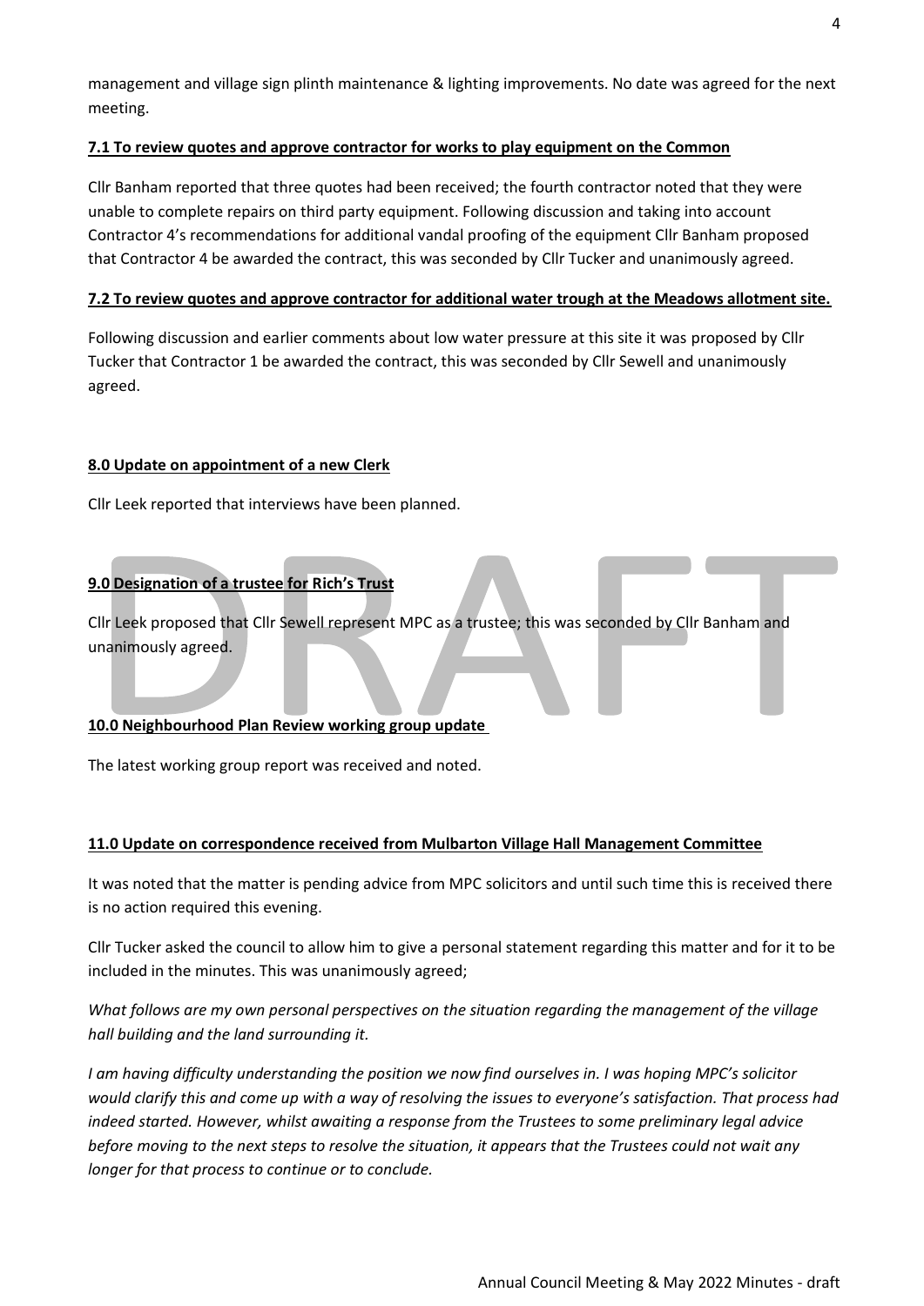management and village sign plinth maintenance & lighting improvements. No date was agreed for the next meeting.

**7.1 To review quotes and approve contractor for works to play equipment on the Common**

Cllr Banham reported that three quotes had been received; the fourth contractor noted that they were unable to complete repairs on third party equipment. Following discussion and taking into account Contractor 4's recommendations for additional vandal proofing of the equipment Cllr Banham proposed that Contractor 4 be awarded the contract, this was seconded by Cllr Tucker and unanimously agreed.

**7.2 To review quotes and approve contractor for additional water trough at the Meadows allotment site.**

Following discussion and earlier comments about low water pressure at this site it was proposed by Cllr Tucker that Contractor 1 be awarded the contract, this was seconded by Cllr Sewell and unanimously agreed.

**8.0 Update on appointment of a new Clerk**

Cllr Leek reported that interviews have been planned.

**9.0 Designation of a trustee for Rich's Trust**

Cllr Leek proposed that Cllr Sewell represent MPC as a trustee; this was seconded by Cllr Banham and unanimously agreed.

**10.0 Neighbourhood Plan Review working group update**

The latest working group report was received and noted.

**11.0 Update on correspondence received from Mulbarton Village Hall Management Committee**

It was noted that the matter is pending advice from MPC solicitors and until such time this is received there is no action required this evening.

Cllr Tucker asked the council to allow him to give a personal statement regarding this matter and for it to be included in the minutes. This was unanimously agreed;

*What follows are my own personal perspectives on the situation regarding the management of the village hall building and the land surrounding it.*

*I am having difficulty understanding the position we now find ourselves in. I was hoping MPC's solicitor would clarify this and come up with a way of resolving the issues to everyone's satisfaction. That process had indeed started. However, whilst awaiting a response from the Trustees to some preliminary legal advice before moving to the next steps to resolve the situation, it appears that the Trustees could not wait any longer for that process to continue or to conclude.*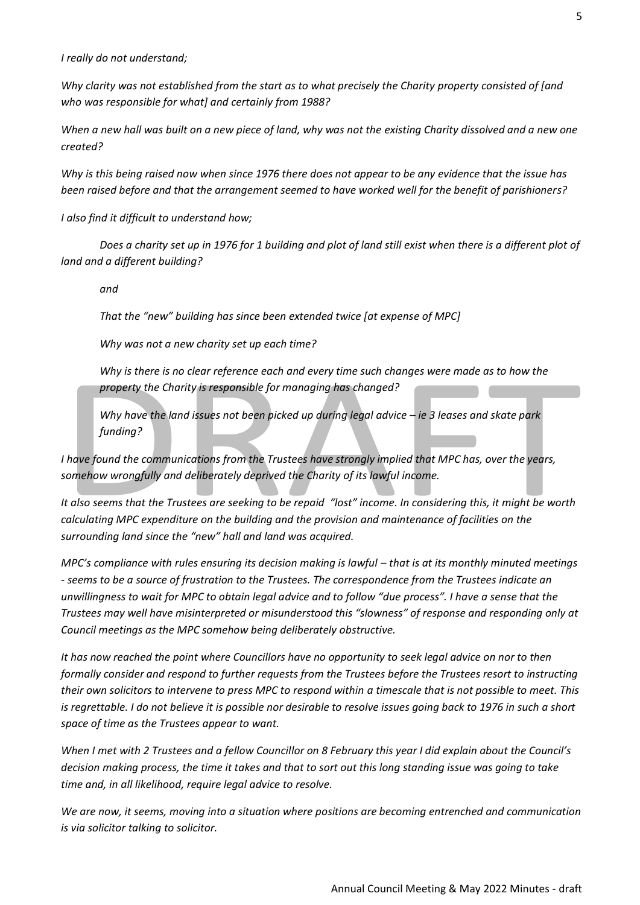*I really do not understand;*

*Why clarity was not established from the start as to what precisely the Charity property consisted of [and who was responsible for what] and certainly from 1988?*

*When a new hall was built on a new piece of land, why was not the existing Charity dissolved and a new one created?*

*Why is this being raised now when since 1976 there does not appear to be any evidence that the issue has been raised before and that the arrangement seemed to have worked well for the benefit of parishioners?*

*I also find it difficult to understand how;*

> *Does a charity set up in 1976 for 1 building and plot of land still exist when there is a different plot of land and a different building?*
>
> *and*
>
> *That the "new" building has since been extended twice [at expense of MPC]*
>
> *Why was not a new charity set up each time?*
>
> *Why is there is no clear reference each and every time such changes were made as to how the property the Charity is responsible for managing has changed?*
>
> *Why have the land issues not been picked up during legal advice – ie 3 leases and skate park funding?*

*I have found the communications from the Trustees have strongly implied that MPC has, over the years, somehow wrongfully and deliberately deprived the Charity of its lawful income.*

*It also seems that the Trustees are seeking to be repaid "lost" income. In considering this, it might be worth calculating MPC expenditure on the building and the provision and maintenance of facilities on the surrounding land since the "new" hall and land was acquired.*

*MPC's compliance with rules ensuring its decision making is lawful – that is at its monthly minuted meetings - seems to be a source of frustration to the Trustees. The correspondence from the Trustees indicate an unwillingness to wait for MPC to obtain legal advice and to follow "due process". I have a sense that the Trustees may well have misinterpreted or misunderstood this "slowness" of response and responding only at Council meetings as the MPC somehow being deliberately obstructive.*

*It has now reached the point where Councillors have no opportunity to seek legal advice on nor to then formally consider and respond to further requests from the Trustees before the Trustees resort to instructing their own solicitors to intervene to press MPC to respond within a timescale that is not possible to meet. This is regrettable. I do not believe it is possible nor desirable to resolve issues going back to 1976 in such a short space of time as the Trustees appear to want.*

*When I met with 2 Trustees and a fellow Councillor on 8 February this year I did explain about the Council's decision making process, the time it takes and that to sort out this long standing issue was going to take time and, in all likelihood, require legal advice to resolve.*

*We are now, it seems, moving into a situation where positions are becoming entrenched and communication is via solicitor talking to solicitor.*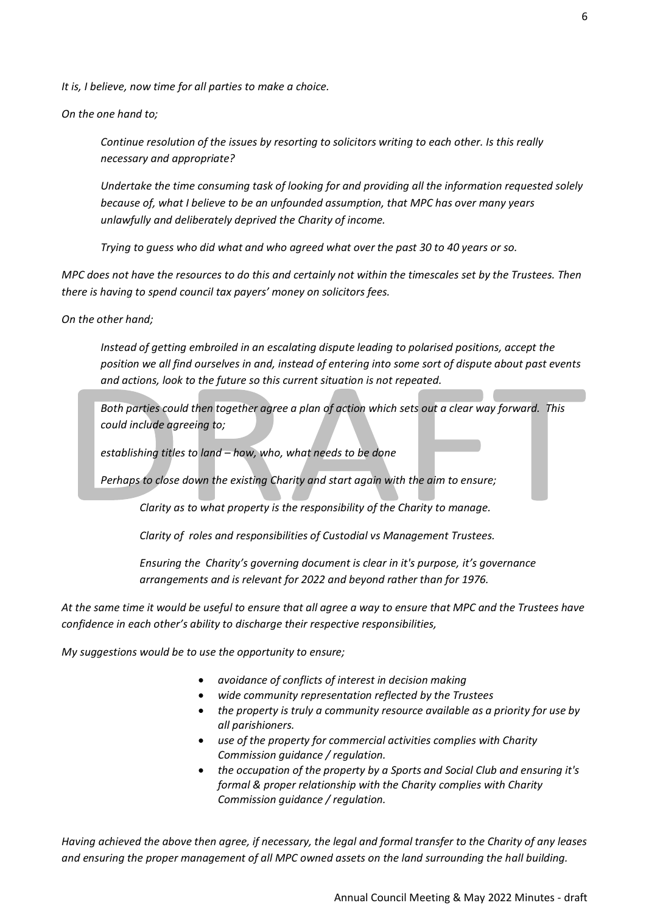*It is, I believe, now time for all parties to make a choice.*

*On the one hand to;*

> *Continue resolution of the issues by resorting to solicitors writing to each other. Is this really necessary and appropriate?*
>
> *Undertake the time consuming task of looking for and providing all the information requested solely because of, what I believe to be an unfounded assumption, that MPC has over many years unlawfully and deliberately deprived the Charity of income.*
>
> *Trying to guess who did what and who agreed what over the past 30 to 40 years or so.*

*MPC does not have the resources to do this and certainly not within the timescales set by the Trustees. Then there is having to spend council tax payers' money on solicitors fees.*

*On the other hand;*

> *Instead of getting embroiled in an escalating dispute leading to polarised positions, accept the position we all find ourselves in and, instead of entering into some sort of dispute about past events and actions, look to the future so this current situation is not repeated.*
>
> *Both parties could then together agree a plan of action which sets out a clear way forward. This could include agreeing to;*
>
> *establishing titles to land – how, who, what needs to be done*
>
> *Perhaps to close down the existing Charity and start again with the aim to ensure;*
>
> > *Clarity as to what property is the responsibility of the Charity to manage.*
> >
> > *Clarity of roles and responsibilities of Custodial vs Management Trustees.*
> >
> > *Ensuring the Charity's governing document is clear in it's purpose, it's governance arrangements and is relevant for 2022 and beyond rather than for 1976.*

*At the same time it would be useful to ensure that all agree a way to ensure that MPC and the Trustees have confidence in each other's ability to discharge their respective responsibilities,*

*My suggestions would be to use the opportunity to ensure;*

- *avoidance of conflicts of interest in decision making*
- *wide community representation reflected by the Trustees*
- *the property is truly a community resource available as a priority for use by all parishioners.*
- *use of the property for commercial activities complies with Charity Commission guidance / regulation.*
- *the occupation of the property by a Sports and Social Club and ensuring it's formal & proper relationship with the Charity complies with Charity Commission guidance / regulation.*

*Having achieved the above then agree, if necessary, the legal and formal transfer to the Charity of any leases and ensuring the proper management of all MPC owned assets on the land surrounding the hall building.*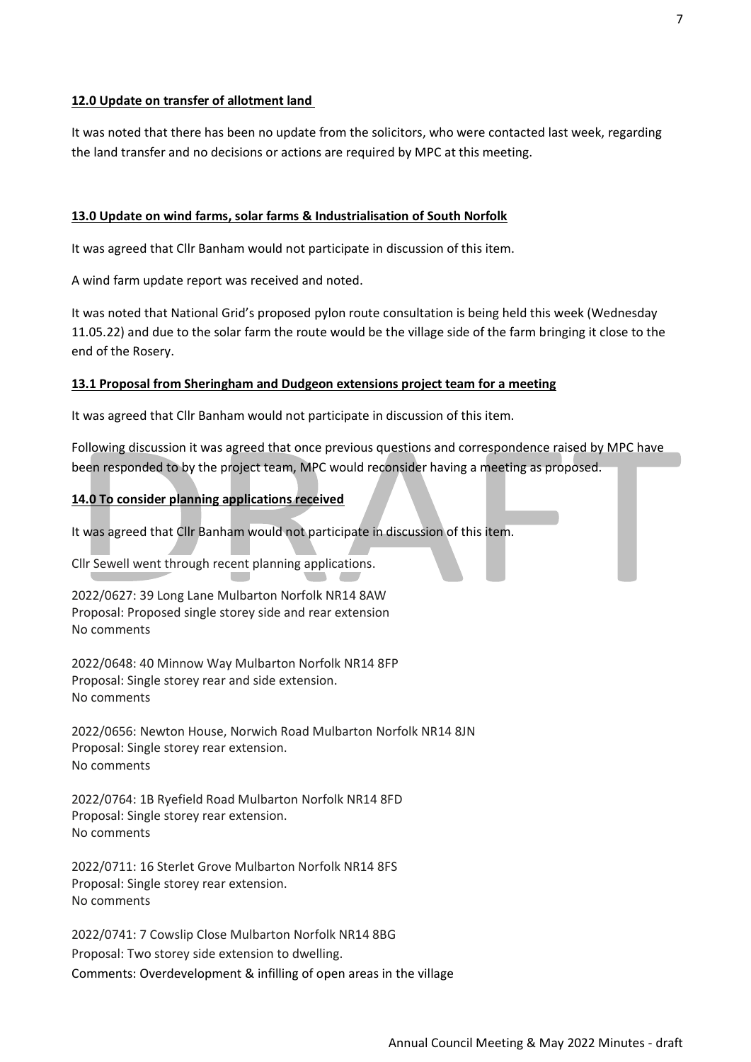**12.0 Update on transfer of allotment land**

It was noted that there has been no update from the solicitors, who were contacted last week, regarding the land transfer and no decisions or actions are required by MPC at this meeting.

**13.0 Update on wind farms, solar farms & Industrialisation of South Norfolk**

It was agreed that Cllr Banham would not participate in discussion of this item.

A wind farm update report was received and noted.

It was noted that National Grid's proposed pylon route consultation is being held this week (Wednesday 11.05.22) and due to the solar farm the route would be the village side of the farm bringing it close to the end of the Rosery.

**13.1 Proposal from Sheringham and Dudgeon extensions project team for a meeting**

It was agreed that Cllr Banham would not participate in discussion of this item.

Following discussion it was agreed that once previous questions and correspondence raised by MPC have been responded to by the project team, MPC would reconsider having a meeting as proposed.

**14.0 To consider planning applications received**

It was agreed that Cllr Banham would not participate in discussion of this item.

Cllr Sewell went through recent planning applications.

2022/0627: 39 Long Lane Mulbarton Norfolk NR14 8AW
Proposal: Proposed single storey side and rear extension
No comments

2022/0648: 40 Minnow Way Mulbarton Norfolk NR14 8FP
Proposal: Single storey rear and side extension.
No comments

2022/0656: Newton House, Norwich Road Mulbarton Norfolk NR14 8JN
Proposal: Single storey rear extension.
No comments

2022/0764: 1B Ryefield Road Mulbarton Norfolk NR14 8FD
Proposal: Single storey rear extension.
No comments

2022/0711: 16 Sterlet Grove Mulbarton Norfolk NR14 8FS
Proposal: Single storey rear extension.
No comments

2022/0741: 7 Cowslip Close Mulbarton Norfolk NR14 8BG
Proposal: Two storey side extension to dwelling.
Comments: Overdevelopment & infilling of open areas in the village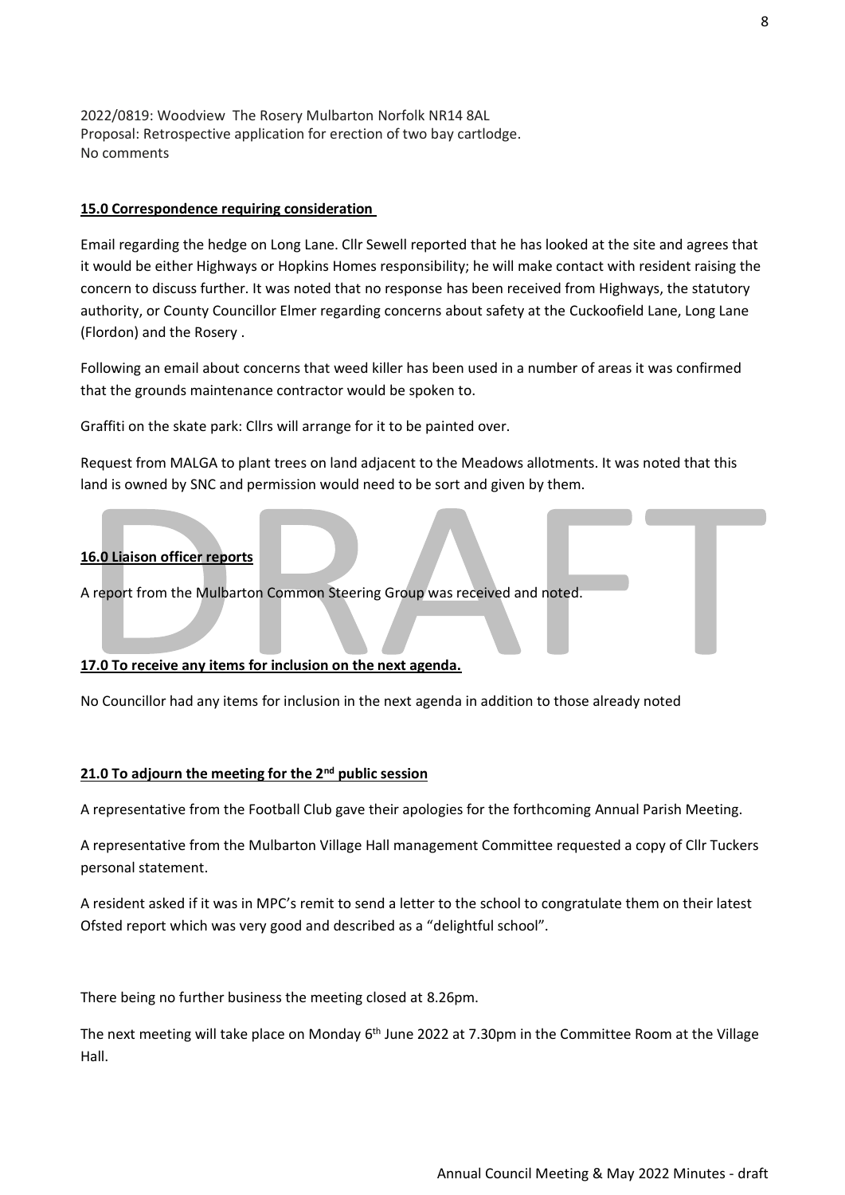2022/0819: Woodview The Rosery Mulbarton Norfolk NR14 8AL
Proposal: Retrospective application for erection of two bay cartlodge.
No comments

**15.0 Correspondence requiring consideration**

Email regarding the hedge on Long Lane. Cllr Sewell reported that he has looked at the site and agrees that it would be either Highways or Hopkins Homes responsibility; he will make contact with resident raising the concern to discuss further. It was noted that no response has been received from Highways, the statutory authority, or County Councillor Elmer regarding concerns about safety at the Cuckoofield Lane, Long Lane (Flordon) and the Rosery .

Following an email about concerns that weed killer has been used in a number of areas it was confirmed that the grounds maintenance contractor would be spoken to.

Graffiti on the skate park: Cllrs will arrange for it to be painted over.

Request from MALGA to plant trees on land adjacent to the Meadows allotments. It was noted that this land is owned by SNC and permission would need to be sort and given by them.

**16.0 Liaison officer reports**

A report from the Mulbarton Common Steering Group was received and noted.

**17.0 To receive any items for inclusion on the next agenda.**

No Councillor had any items for inclusion in the next agenda in addition to those already noted

**21.0 To adjourn the meeting for the 2nd public session**

A representative from the Football Club gave their apologies for the forthcoming Annual Parish Meeting.

A representative from the Mulbarton Village Hall management Committee requested a copy of Cllr Tuckers personal statement.

A resident asked if it was in MPC's remit to send a letter to the school to congratulate them on their latest Ofsted report which was very good and described as a "delightful school".

There being no further business the meeting closed at 8.26pm.

The next meeting will take place on Monday 6th June 2022 at 7.30pm in the Committee Room at the Village Hall.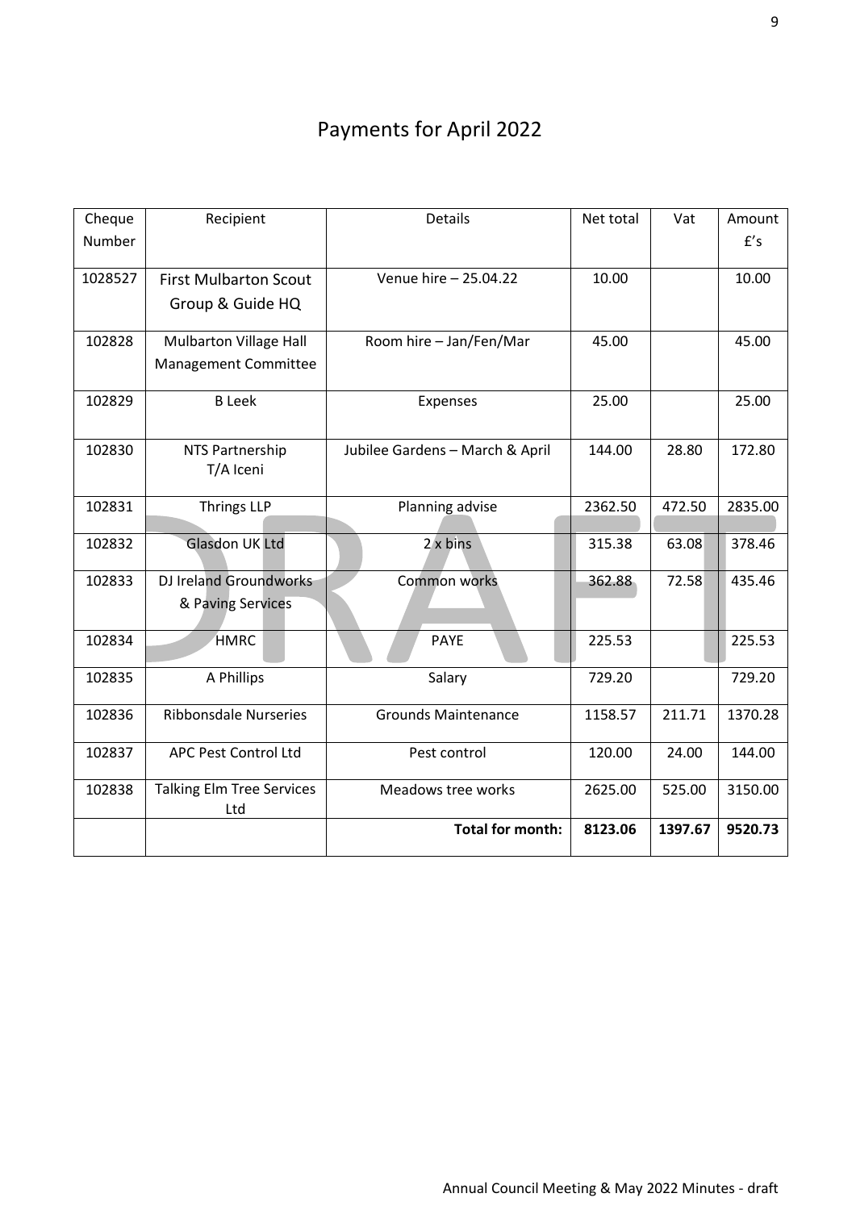# Payments for April 2022

| Cheque Number | Recipient | Details | Net total | Vat | Amount £'s |
|---|---|---|---|---|---|
| 1028527 | First Mulbarton Scout Group & Guide HQ | Venue hire – 25.04.22 | 10.00 | | 10.00 |
| 102828 | Mulbarton Village Hall Management Committee | Room hire – Jan/Fen/Mar | 45.00 | | 45.00 |
| 102829 | B Leek | Expenses | 25.00 | | 25.00 |
| 102830 | NTS Partnership T/A Iceni | Jubilee Gardens – March & April | 144.00 | 28.80 | 172.80 |
| 102831 | Thrings LLP | Planning advise | 2362.50 | 472.50 | 2835.00 |
| 102832 | Glasdon UK Ltd | 2 x bins | 315.38 | 63.08 | 378.46 |
| 102833 | DJ Ireland Groundworks & Paving Services | Common works | 362.88 | 72.58 | 435.46 |
| 102834 | HMRC | PAYE | 225.53 | | 225.53 |
| 102835 | A Phillips | Salary | 729.20 | | 729.20 |
| 102836 | Ribbonsdale Nurseries | Grounds Maintenance | 1158.57 | 211.71 | 1370.28 |
| 102837 | APC Pest Control Ltd | Pest control | 120.00 | 24.00 | 144.00 |
| 102838 | Talking Elm Tree Services Ltd | Meadows tree works | 2625.00 | 525.00 | 3150.00 |
| | | **Total for month:** | **8123.06** | **1397.67** | **9520.73** |

Annual Council Meeting & May 2022 Minutes - draft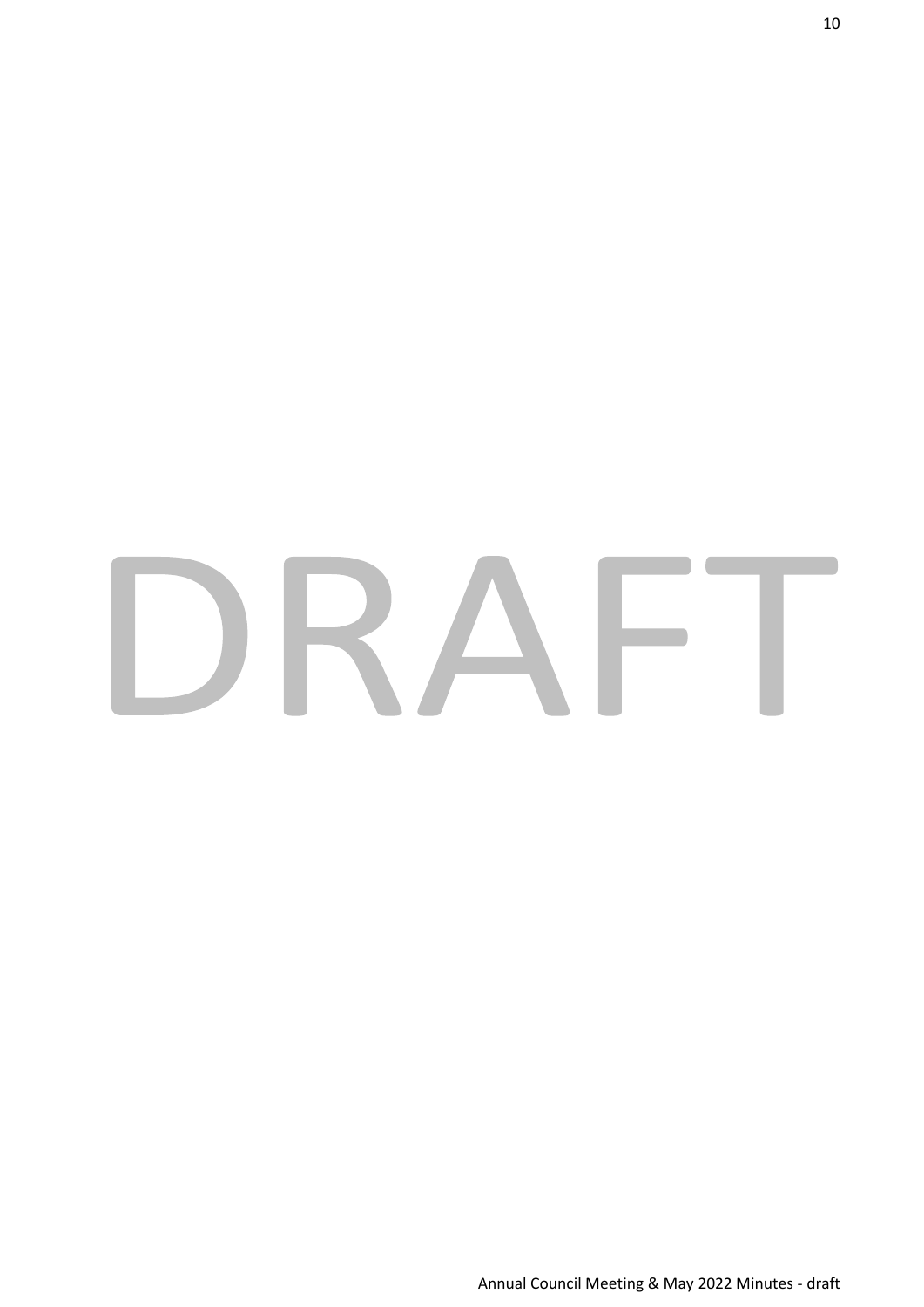DRAFT